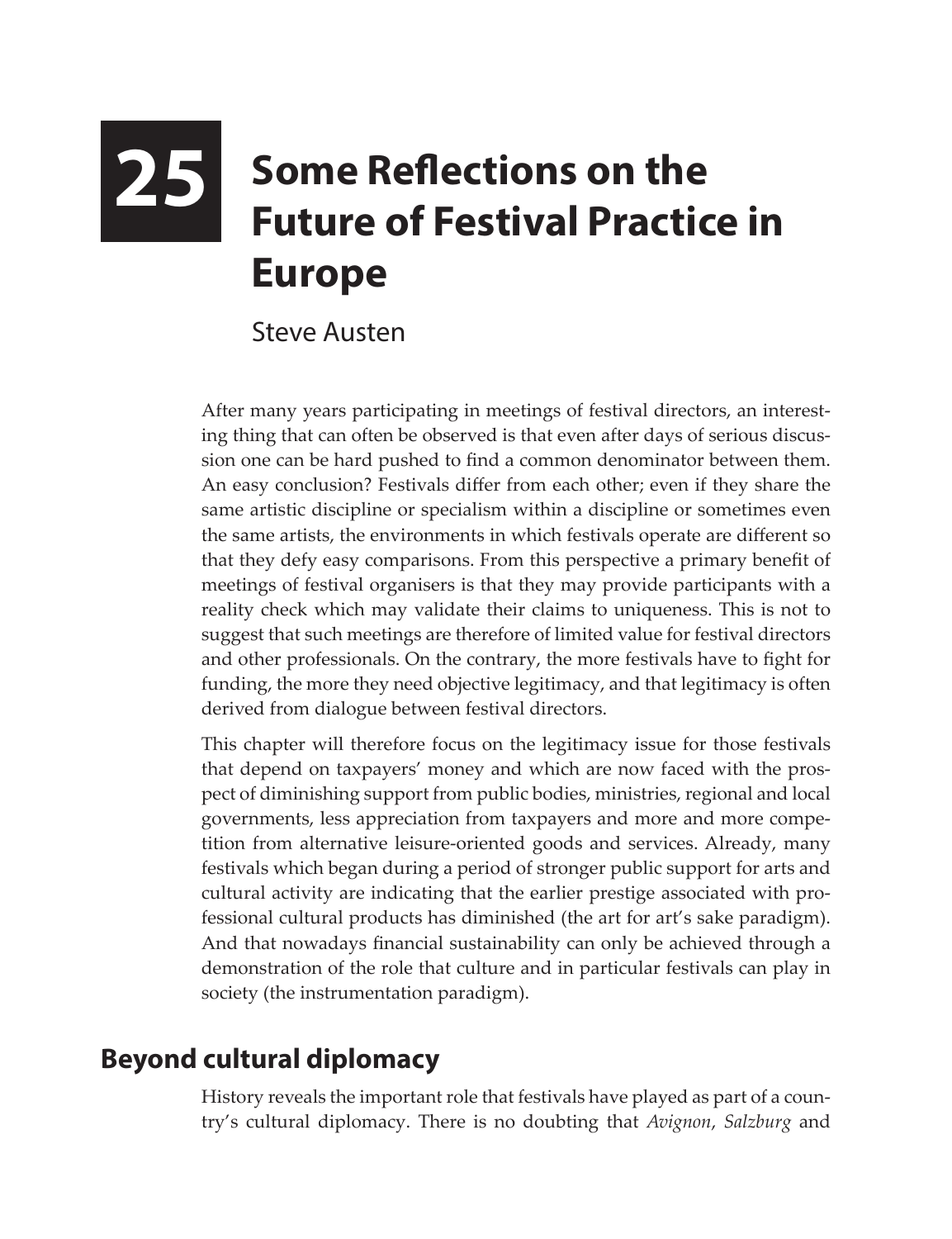# 25 Some Reflections on the Future of Festival Practice in Europe

Steve Austen

After many years participating in meetings of festival directors, an interesting thing that can often be observed is that even after days of serious discussion one can be hard pushed to find a common denominator between them. An easy conclusion? Festivals differ from each other; even if they share the same artistic discipline or specialism within a discipline or sometimes even the same artists, the environments in which festivals operate are different so that they defy easy comparisons. From this perspective a primary benefit of meetings of festival organisers is that they may provide participants with a reality check which may validate their claims to uniqueness. This is not to suggest that such meetings are therefore of limited value for festival directors and other professionals. On the contrary, the more festivals have to fight for funding, the more they need objective legitimacy, and that legitimacy is often derived from dialogue between festival directors.

This chapter will therefore focus on the legitimacy issue for those festivals that depend on taxpayers' money and which are now faced with the prospect of diminishing support from public bodies, ministries, regional and local governments, less appreciation from taxpayers and more and more competition from alternative leisure-oriented goods and services. Already, many festivals which began during a period of stronger public support for arts and cultural activity are indicating that the earlier prestige associated with professional cultural products has diminished (the art for art's sake paradigm). And that nowadays financial sustainability can only be achieved through a demonstration of the role that culture and in particular festivals can play in society (the instrumentation paradigm).

## Beyond cultural diplomacy

History reveals the important role that festivals have played as part of a country's cultural diplomacy. There is no doubting that *Avignon*, *Salzburg* and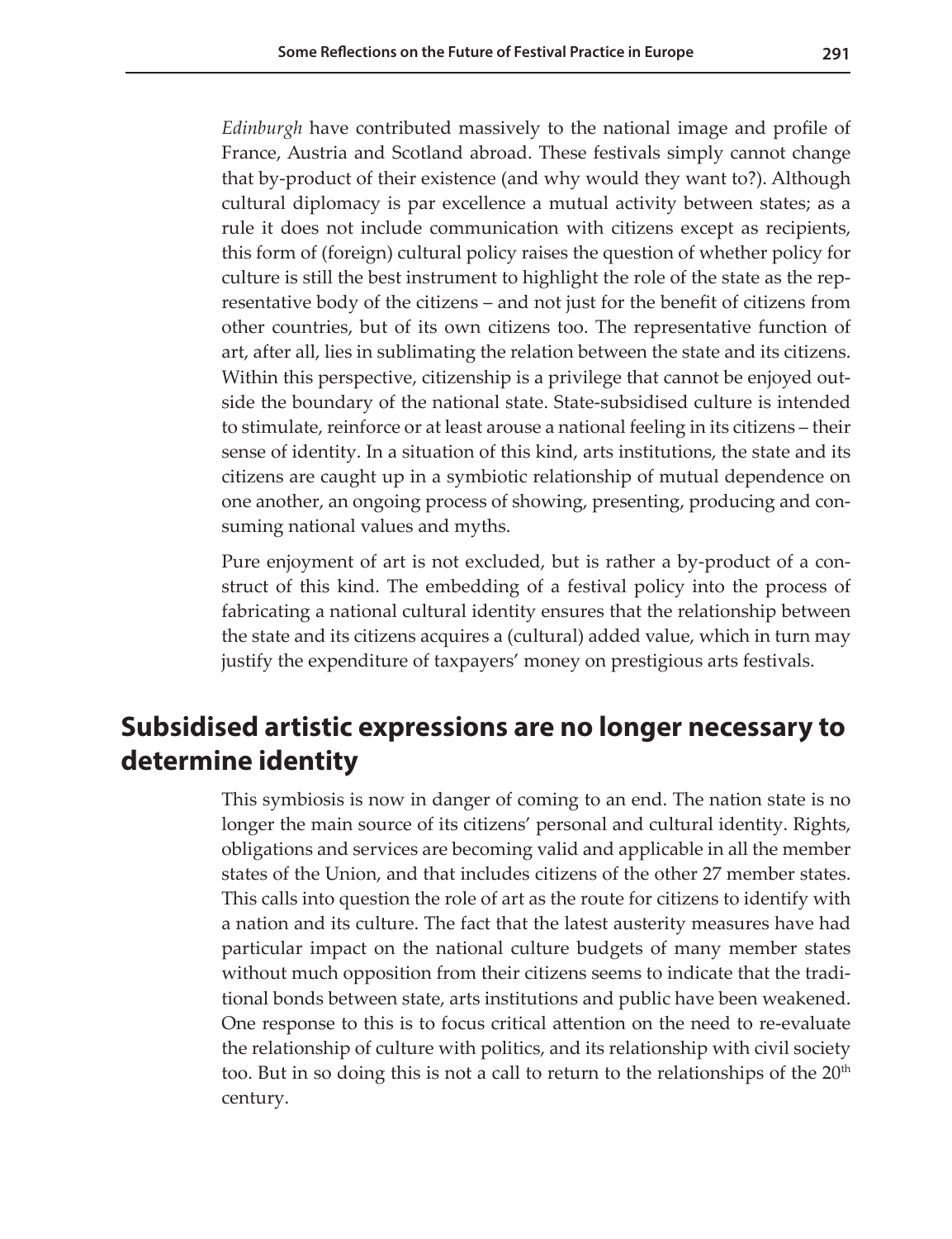*Edinburgh* have contributed massively to the national image and profile of France, Austria and Scotland abroad. These festivals simply cannot change that by-product of their existence (and why would they want to?). Although cultural diplomacy is par excellence a mutual activity between states; as a rule it does not include communication with citizens except as recipients, this form of (foreign) cultural policy raises the question of whether policy for culture is still the best instrument to highlight the role of the state as the representative body of the citizens – and not just for the benefit of citizens from other countries, but of its own citizens too. The representative function of art, after all, lies in sublimating the relation between the state and its citizens. Within this perspective, citizenship is a privilege that cannot be enjoyed outside the boundary of the national state. State-subsidised culture is intended to stimulate, reinforce or at least arouse a national feeling in its citizens – their sense of identity. In a situation of this kind, arts institutions, the state and its citizens are caught up in a symbiotic relationship of mutual dependence on one another, an ongoing process of showing, presenting, producing and consuming national values and myths.

Pure enjoyment of art is not excluded, but is rather a by-product of a construct of this kind. The embedding of a festival policy into the process of fabricating a national cultural identity ensures that the relationship between the state and its citizens acquires a (cultural) added value, which in turn may justify the expenditure of taxpayers' money on prestigious arts festivals.

## Subsidised artistic expressions are no longer necessary to determine identity

This symbiosis is now in danger of coming to an end. The nation state is no longer the main source of its citizens' personal and cultural identity. Rights, obligations and services are becoming valid and applicable in all the member states of the Union, and that includes citizens of the other 27 member states. This calls into question the role of art as the route for citizens to identify with a nation and its culture. The fact that the latest austerity measures have had particular impact on the national culture budgets of many member states without much opposition from their citizens seems to indicate that the traditional bonds between state, arts institutions and public have been weakened. One response to this is to focus critical attention on the need to re-evaluate the relationship of culture with politics, and its relationship with civil society too. But in so doing this is not a call to return to the relationships of the 20th century.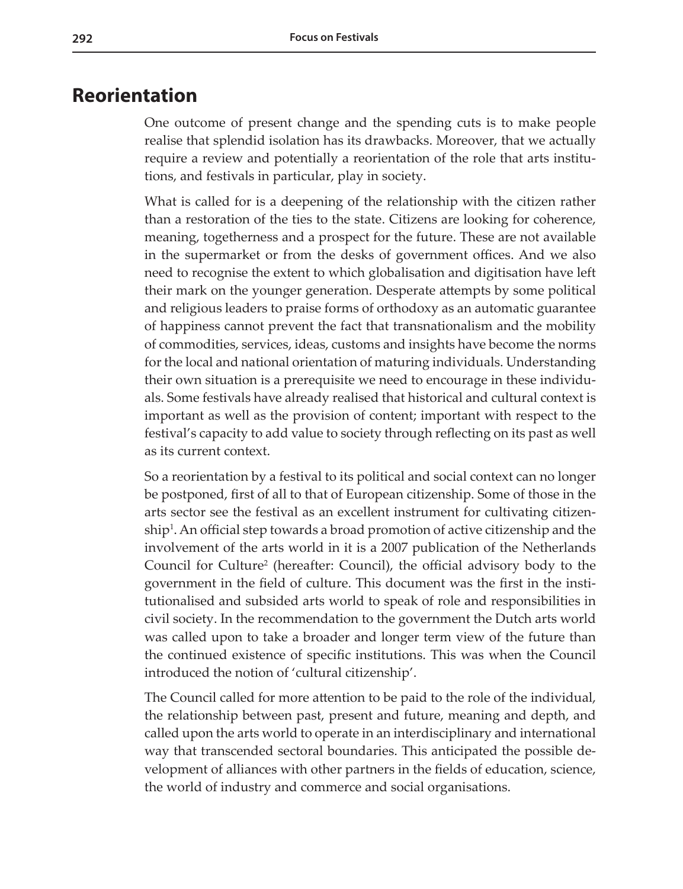## Reorientation

One outcome of present change and the spending cuts is to make people realise that splendid isolation has its drawbacks. Moreover, that we actually require a review and potentially a reorientation of the role that arts institutions, and festivals in particular, play in society.

What is called for is a deepening of the relationship with the citizen rather than a restoration of the ties to the state. Citizens are looking for coherence, meaning, togetherness and a prospect for the future. These are not available in the supermarket or from the desks of government offices. And we also need to recognise the extent to which globalisation and digitisation have left their mark on the younger generation. Desperate attempts by some political and religious leaders to praise forms of orthodoxy as an automatic guarantee of happiness cannot prevent the fact that transnationalism and the mobility of commodities, services, ideas, customs and insights have become the norms for the local and national orientation of maturing individuals. Understanding their own situation is a prerequisite we need to encourage in these individuals. Some festivals have already realised that historical and cultural context is important as well as the provision of content; important with respect to the festival's capacity to add value to society through reflecting on its past as well as its current context.

So a reorientation by a festival to its political and social context can no longer be postponed, first of all to that of European citizenship. Some of those in the arts sector see the festival as an excellent instrument for cultivating citizenship[1]. An official step towards a broad promotion of active citizenship and the involvement of the arts world in it is a 2007 publication of the Netherlands Council for Culture[2] (hereafter: Council), the official advisory body to the government in the field of culture. This document was the first in the institutionalised and subsided arts world to speak of role and responsibilities in civil society. In the recommendation to the government the Dutch arts world was called upon to take a broader and longer term view of the future than the continued existence of specific institutions. This was when the Council introduced the notion of 'cultural citizenship'.

The Council called for more attention to be paid to the role of the individual, the relationship between past, present and future, meaning and depth, and called upon the arts world to operate in an interdisciplinary and international way that transcended sectoral boundaries. This anticipated the possible development of alliances with other partners in the fields of education, science, the world of industry and commerce and social organisations.